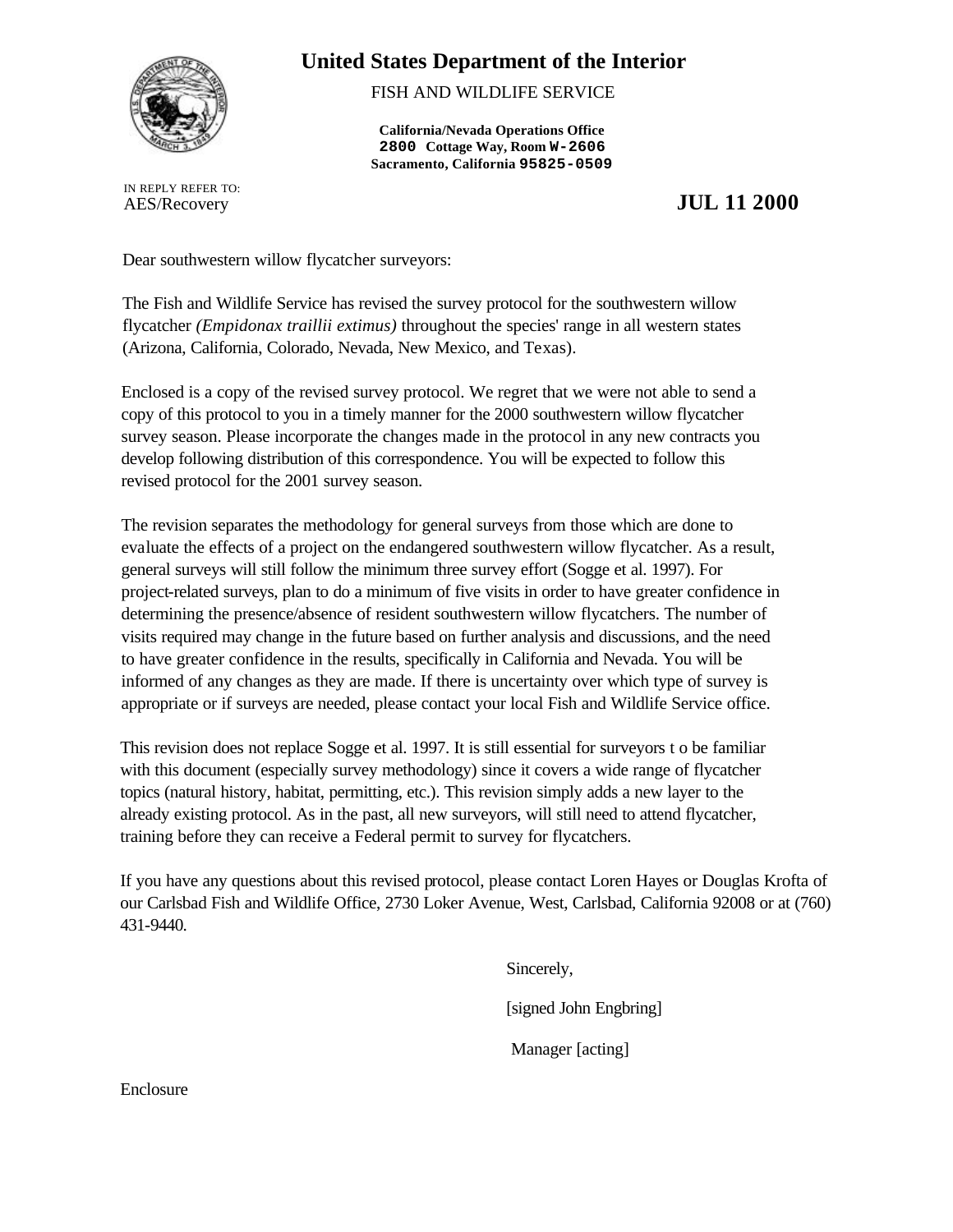# United States Department of the Interior

FISH AND WILDLIFE SERVICE

**California/Nevada Operations Office**
**2800 Cottage Way, Room W-2606**
**Sacramento, California 95825-0509**

IN REPLY REFER TO:
AES/Recovery

**JUL 11 2000**

Dear southwestern willow flycatcher surveyors:

The Fish and Wildlife Service has revised the survey protocol for the southwestern willow flycatcher *(Empidonax traillii extimus)* throughout the species' range in all western states (Arizona, California, Colorado, Nevada, New Mexico, and Texas).

Enclosed is a copy of the revised survey protocol. We regret that we were not able to send a copy of this protocol to you in a timely manner for the 2000 southwestern willow flycatcher survey season. Please incorporate the changes made in the protocol in any new contracts you develop following distribution of this correspondence. You will be expected to follow this revised protocol for the 2001 survey season.

The revision separates the methodology for general surveys from those which are done to evaluate the effects of a project on the endangered southwestern willow flycatcher. As a result, general surveys will still follow the minimum three survey effort (Sogge et al. 1997). For project-related surveys, plan to do a minimum of five visits in order to have greater confidence in determining the presence/absence of resident southwestern willow flycatchers. The number of visits required may change in the future based on further analysis and discussions, and the need to have greater confidence in the results, specifically in California and Nevada. You will be informed of any changes as they are made. If there is uncertainty over which type of survey is appropriate or if surveys are needed, please contact your local Fish and Wildlife Service office.

This revision does not replace Sogge et al. 1997. It is still essential for surveyors t o be familiar with this document (especially survey methodology) since it covers a wide range of flycatcher topics (natural history, habitat, permitting, etc.). This revision simply adds a new layer to the already existing protocol. As in the past, all new surveyors, will still need to attend flycatcher, training before they can receive a Federal permit to survey for flycatchers.

If you have any questions about this revised protocol, please contact Loren Hayes or Douglas Krofta of our Carlsbad Fish and Wildlife Office, 2730 Loker Avenue, West, Carlsbad, California 92008 or at (760) 431-9440.

Sincerely,

[signed John Engbring]

Manager [acting]

Enclosure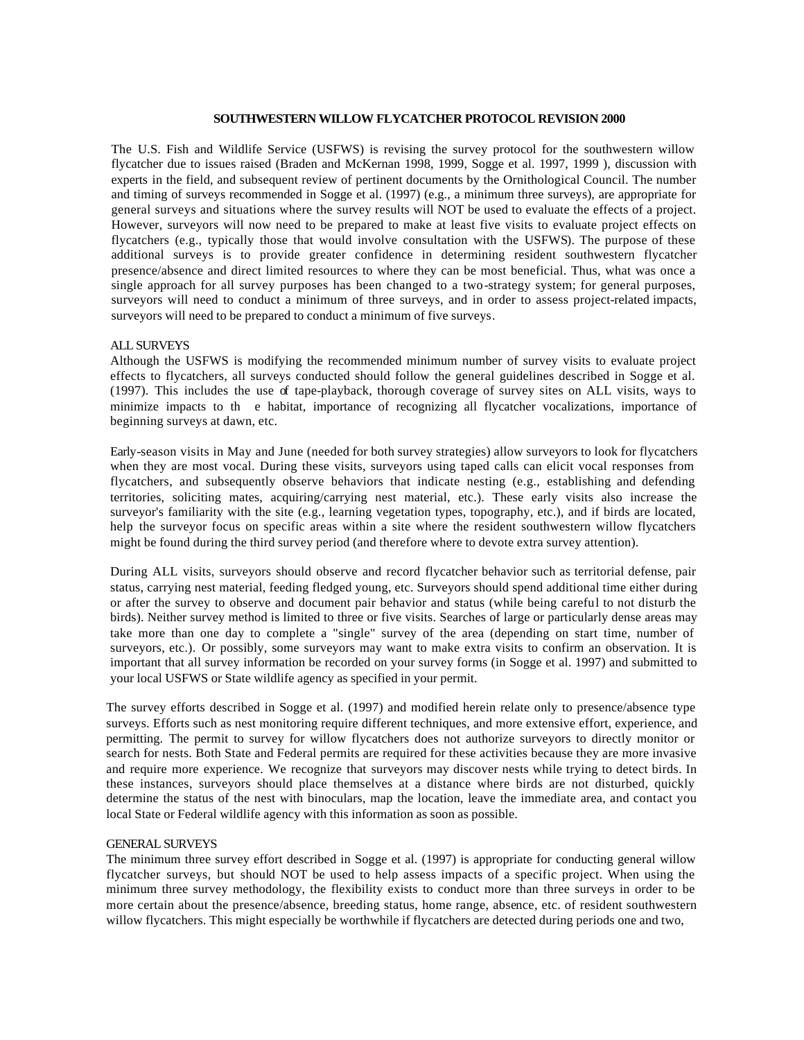**SOUTHWESTERN WILLOW FLYCATCHER PROTOCOL REVISION 2000**

The U.S. Fish and Wildlife Service (USFWS) is revising the survey protocol for the southwestern willow flycatcher due to issues raised (Braden and McKernan 1998, 1999, Sogge et al. 1997, 1999 ), discussion with experts in the field, and subsequent review of pertinent documents by the Ornithological Council. The number and timing of surveys recommended in Sogge et al. (1997) (e.g., a minimum three surveys), are appropriate for general surveys and situations where the survey results will NOT be used to evaluate the effects of a project. However, surveyors will now need to be prepared to make at least five visits to evaluate project effects on flycatchers (e.g., typically those that would involve consultation with the USFWS). The purpose of these additional surveys is to provide greater confidence in determining resident southwestern flycatcher presence/absence and direct limited resources to where they can be most beneficial. Thus, what was once a single approach for all survey purposes has been changed to a two-strategy system; for general purposes, surveyors will need to conduct a minimum of three surveys, and in order to assess project-related impacts, surveyors will need to be prepared to conduct a minimum of five surveys.

ALL SURVEYS

Although the USFWS is modifying the recommended minimum number of survey visits to evaluate project effects to flycatchers, all surveys conducted should follow the general guidelines described in Sogge et al. (1997). This includes the use of tape-playback, thorough coverage of survey sites on ALL visits, ways to minimize impacts to th e habitat, importance of recognizing all flycatcher vocalizations, importance of beginning surveys at dawn, etc.

Early-season visits in May and June (needed for both survey strategies) allow surveyors to look for flycatchers when they are most vocal. During these visits, surveyors using taped calls can elicit vocal responses from flycatchers, and subsequently observe behaviors that indicate nesting (e.g., establishing and defending territories, soliciting mates, acquiring/carrying nest material, etc.). These early visits also increase the surveyor's familiarity with the site (e.g., learning vegetation types, topography, etc.), and if birds are located, help the surveyor focus on specific areas within a site where the resident southwestern willow flycatchers might be found during the third survey period (and therefore where to devote extra survey attention).

During ALL visits, surveyors should observe and record flycatcher behavior such as territorial defense, pair status, carrying nest material, feeding fledged young, etc. Surveyors should spend additional time either during or after the survey to observe and document pair behavior and status (while being careful to not disturb the birds). Neither survey method is limited to three or five visits. Searches of large or particularly dense areas may take more than one day to complete a "single" survey of the area (depending on start time, number of surveyors, etc.). Or possibly, some surveyors may want to make extra visits to confirm an observation. It is important that all survey information be recorded on your survey forms (in Sogge et al. 1997) and submitted to your local USFWS or State wildlife agency as specified in your permit.

The survey efforts described in Sogge et al. (1997) and modified herein relate only to presence/absence type surveys. Efforts such as nest monitoring require different techniques, and more extensive effort, experience, and permitting. The permit to survey for willow flycatchers does not authorize surveyors to directly monitor or search for nests. Both State and Federal permits are required for these activities because they are more invasive and require more experience. We recognize that surveyors may discover nests while trying to detect birds. In these instances, surveyors should place themselves at a distance where birds are not disturbed, quickly determine the status of the nest with binoculars, map the location, leave the immediate area, and contact you local State or Federal wildlife agency with this information as soon as possible.

GENERAL SURVEYS

The minimum three survey effort described in Sogge et al. (1997) is appropriate for conducting general willow flycatcher surveys, but should NOT be used to help assess impacts of a specific project. When using the minimum three survey methodology, the flexibility exists to conduct more than three surveys in order to be more certain about the presence/absence, breeding status, home range, absence, etc. of resident southwestern willow flycatchers. This might especially be worthwhile if flycatchers are detected during periods one and two,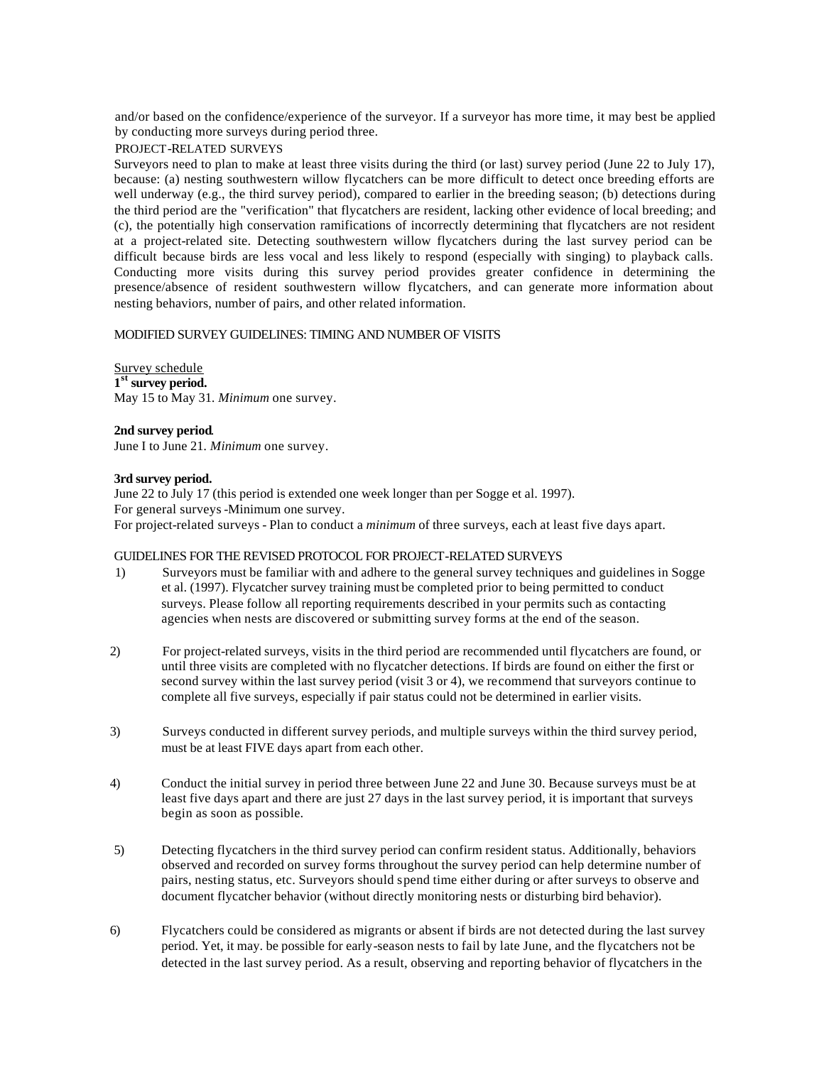and/or based on the confidence/experience of the surveyor. If a surveyor has more time, it may best be applied by conducting more surveys during period three.

PROJECT-RELATED SURVEYS

Surveyors need to plan to make at least three visits during the third (or last) survey period (June 22 to July 17), because: (a) nesting southwestern willow flycatchers can be more difficult to detect once breeding efforts are well underway (e.g., the third survey period), compared to earlier in the breeding season; (b) detections during the third period are the "verification" that flycatchers are resident, lacking other evidence of local breeding; and (c), the potentially high conservation ramifications of incorrectly determining that flycatchers are not resident at a project-related site. Detecting southwestern willow flycatchers during the last survey period can be difficult because birds are less vocal and less likely to respond (especially with singing) to playback calls. Conducting more visits during this survey period provides greater confidence in determining the presence/absence of resident southwestern willow flycatchers, and can generate more information about nesting behaviors, number of pairs, and other related information.

MODIFIED SURVEY GUIDELINES: TIMING AND NUMBER OF VISITS

Survey schedule

**1st survey period.**
May 15 to May 31. *Minimum* one survey.

**2nd survey period.**
June I to June 21. *Minimum* one survey.

**3rd survey period.**
June 22 to July 17 (this period is extended one week longer than per Sogge et al. 1997).
For general surveys -Minimum one survey.
For project-related surveys - Plan to conduct a *minimum* of three surveys, each at least five days apart.

GUIDELINES FOR THE REVISED PROTOCOL FOR PROJECT-RELATED SURVEYS

1) Surveyors must be familiar with and adhere to the general survey techniques and guidelines in Sogge et al. (1997). Flycatcher survey training must be completed prior to being permitted to conduct surveys. Please follow all reporting requirements described in your permits such as contacting agencies when nests are discovered or submitting survey forms at the end of the season.

2) For project-related surveys, visits in the third period are recommended until flycatchers are found, or until three visits are completed with no flycatcher detections. If birds are found on either the first or second survey within the last survey period (visit 3 or 4), we recommend that surveyors continue to complete all five surveys, especially if pair status could not be determined in earlier visits.

3) Surveys conducted in different survey periods, and multiple surveys within the third survey period, must be at least FIVE days apart from each other.

4) Conduct the initial survey in period three between June 22 and June 30. Because surveys must be at least five days apart and there are just 27 days in the last survey period, it is important that surveys begin as soon as possible.

5) Detecting flycatchers in the third survey period can confirm resident status. Additionally, behaviors observed and recorded on survey forms throughout the survey period can help determine number of pairs, nesting status, etc. Surveyors should spend time either during or after surveys to observe and document flycatcher behavior (without directly monitoring nests or disturbing bird behavior).

6) Flycatchers could be considered as migrants or absent if birds are not detected during the last survey period. Yet, it may. be possible for early-season nests to fail by late June, and the flycatchers not be detected in the last survey period. As a result, observing and reporting behavior of flycatchers in the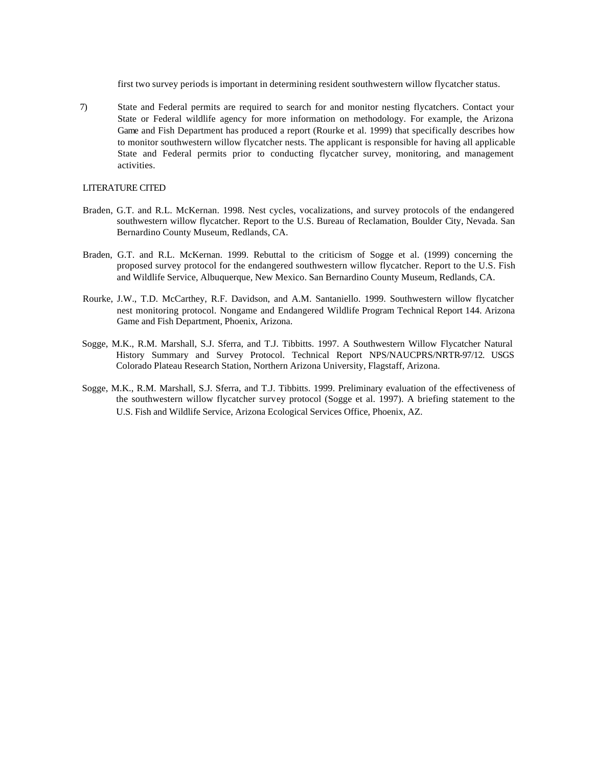first two survey periods is important in determining resident southwestern willow flycatcher status.

7) State and Federal permits are required to search for and monitor nesting flycatchers. Contact your State or Federal wildlife agency for more information on methodology. For example, the Arizona Game and Fish Department has produced a report (Rourke et al. 1999) that specifically describes how to monitor southwestern willow flycatcher nests. The applicant is responsible for having all applicable State and Federal permits prior to conducting flycatcher survey, monitoring, and management activities.

## LITERATURE CITED

Braden, G.T. and R.L. McKernan. 1998. Nest cycles, vocalizations, and survey protocols of the endangered southwestern willow flycatcher. Report to the U.S. Bureau of Reclamation, Boulder City, Nevada. San Bernardino County Museum, Redlands, CA.

Braden, G.T. and R.L. McKernan. 1999. Rebuttal to the criticism of Sogge et al. (1999) concerning the proposed survey protocol for the endangered southwestern willow flycatcher. Report to the U.S. Fish and Wildlife Service, Albuquerque, New Mexico. San Bernardino County Museum, Redlands, CA.

Rourke, J.W., T.D. McCarthey, R.F. Davidson, and A.M. Santaniello. 1999. Southwestern willow flycatcher nest monitoring protocol. Nongame and Endangered Wildlife Program Technical Report 144. Arizona Game and Fish Department, Phoenix, Arizona.

Sogge, M.K., R.M. Marshall, S.J. Sferra, and T.J. Tibbitts. 1997. A Southwestern Willow Flycatcher Natural History Summary and Survey Protocol. Technical Report NPS/NAUCPRS/NRTR-97/12. USGS Colorado Plateau Research Station, Northern Arizona University, Flagstaff, Arizona.

Sogge, M.K., R.M. Marshall, S.J. Sferra, and T.J. Tibbitts. 1999. Preliminary evaluation of the effectiveness of the southwestern willow flycatcher survey protocol (Sogge et al. 1997). A briefing statement to the U.S. Fish and Wildlife Service, Arizona Ecological Services Office, Phoenix, AZ.